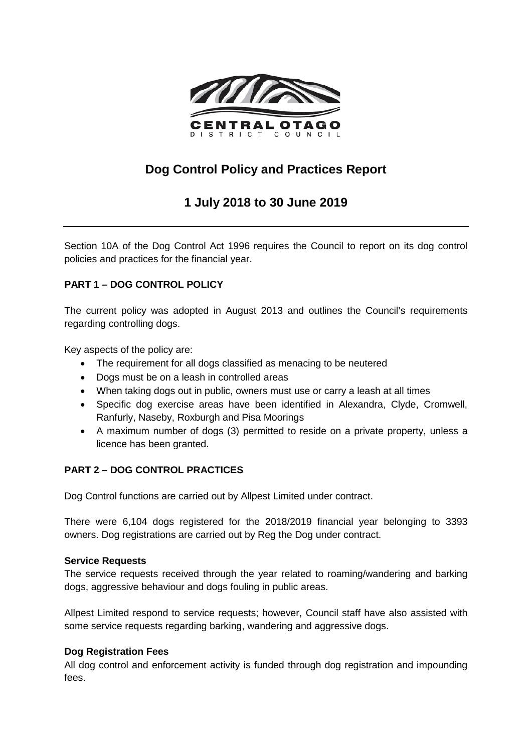CENTRAL OTAGO
DISTRICT COUNCIL

# Dog Control Policy and Practices Report

## 1 July 2018 to 30 June 2019

Section 10A of the Dog Control Act 1996 requires the Council to report on its dog control policies and practices for the financial year.

### PART 1 – DOG CONTROL POLICY

The current policy was adopted in August 2013 and outlines the Council's requirements regarding controlling dogs.

Key aspects of the policy are:

- The requirement for all dogs classified as menacing to be neutered
- Dogs must be on a leash in controlled areas
- When taking dogs out in public, owners must use or carry a leash at all times
- Specific dog exercise areas have been identified in Alexandra, Clyde, Cromwell, Ranfurly, Naseby, Roxburgh and Pisa Moorings
- A maximum number of dogs (3) permitted to reside on a private property, unless a licence has been granted.

### PART 2 – DOG CONTROL PRACTICES

Dog Control functions are carried out by Allpest Limited under contract.

There were 6,104 dogs registered for the 2018/2019 financial year belonging to 3393 owners. Dog registrations are carried out by Reg the Dog under contract.

#### Service Requests

The service requests received through the year related to roaming/wandering and barking dogs, aggressive behaviour and dogs fouling in public areas.

Allpest Limited respond to service requests; however, Council staff have also assisted with some service requests regarding barking, wandering and aggressive dogs.

#### Dog Registration Fees

All dog control and enforcement activity is funded through dog registration and impounding fees.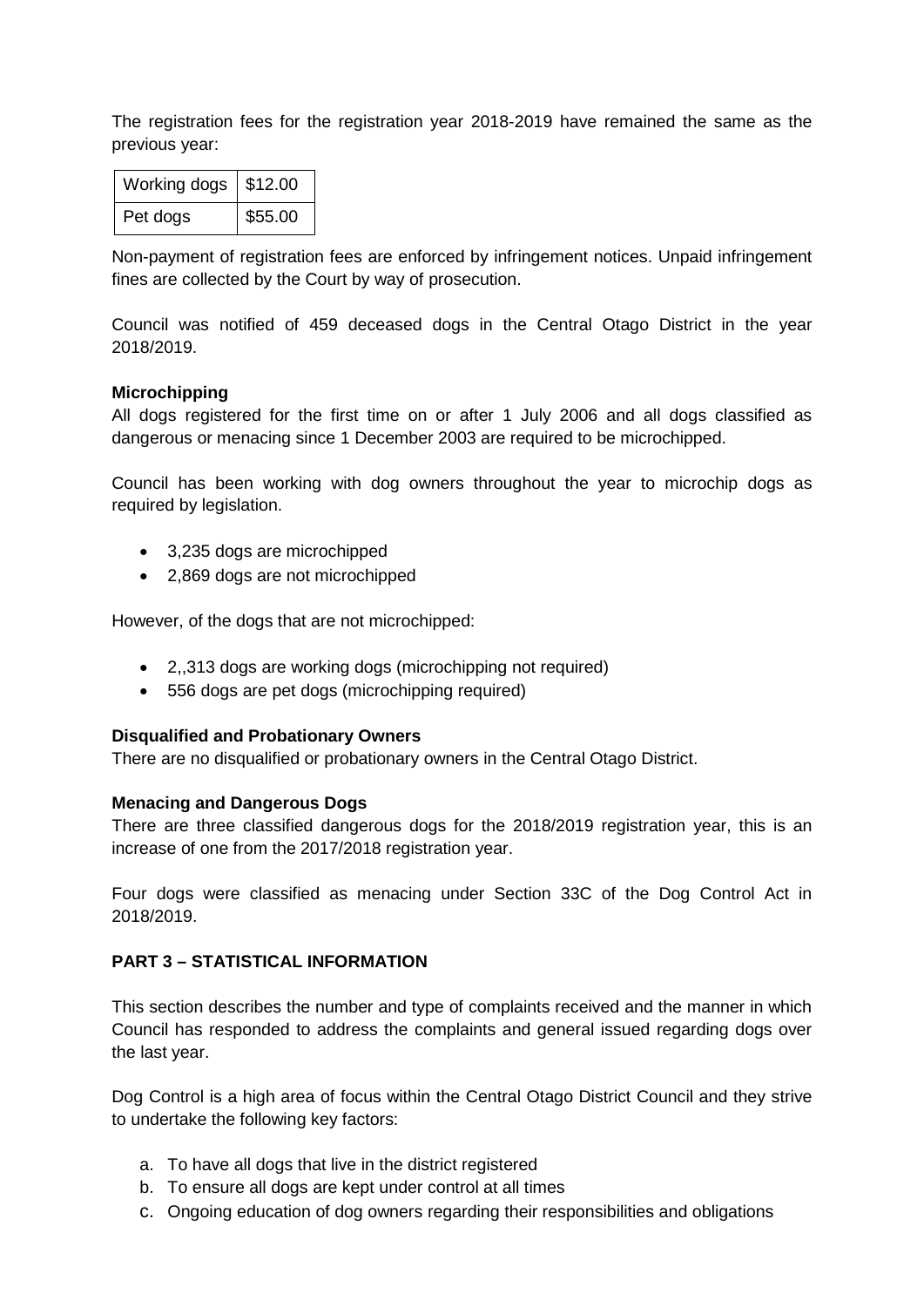The registration fees for the registration year 2018-2019 have remained the same as the previous year:

| Working dogs | $12.00 |
| --- | --- |
| Pet dogs | $55.00 |

Non-payment of registration fees are enforced by infringement notices. Unpaid infringement fines are collected by the Court by way of prosecution.

Council was notified of 459 deceased dogs in the Central Otago District in the year 2018/2019.

**Microchipping**

All dogs registered for the first time on or after 1 July 2006 and all dogs classified as dangerous or menacing since 1 December 2003 are required to be microchipped.

Council has been working with dog owners throughout the year to microchip dogs as required by legislation.

- 3,235 dogs are microchipped
- 2,869 dogs are not microchipped

However, of the dogs that are not microchipped:

- 2,,313 dogs are working dogs (microchipping not required)
- 556 dogs are pet dogs (microchipping required)

**Disqualified and Probationary Owners**

There are no disqualified or probationary owners in the Central Otago District.

**Menacing and Dangerous Dogs**

There are three classified dangerous dogs for the 2018/2019 registration year, this is an increase of one from the 2017/2018 registration year.

Four dogs were classified as menacing under Section 33C of the Dog Control Act in 2018/2019.

**PART 3 – STATISTICAL INFORMATION**

This section describes the number and type of complaints received and the manner in which Council has responded to address the complaints and general issued regarding dogs over the last year.

Dog Control is a high area of focus within the Central Otago District Council and they strive to undertake the following key factors:

a. To have all dogs that live in the district registered
b. To ensure all dogs are kept under control at all times
c. Ongoing education of dog owners regarding their responsibilities and obligations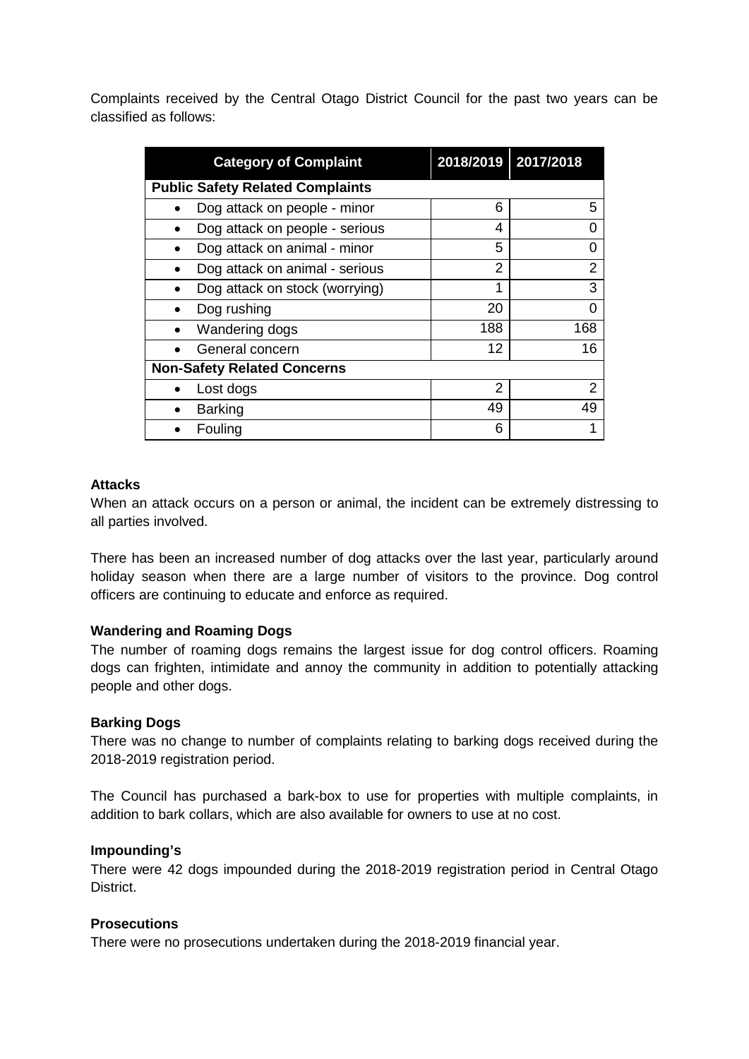Complaints received by the Central Otago District Council for the past two years can be classified as follows:

| Category of Complaint | 2018/2019 | 2017/2018 |
|---|---|---|
| **Public Safety Related Complaints** | | |
| • Dog attack on people - minor | 6 | 5 |
| • Dog attack on people - serious | 4 | 0 |
| • Dog attack on animal - minor | 5 | 0 |
| • Dog attack on animal - serious | 2 | 2 |
| • Dog attack on stock (worrying) | 1 | 3 |
| • Dog rushing | 20 | 0 |
| • Wandering dogs | 188 | 168 |
| • General concern | 12 | 16 |
| **Non-Safety Related Concerns** | | |
| • Lost dogs | 2 | 2 |
| • Barking | 49 | 49 |
| • Fouling | 6 | 1 |

**Attacks**

When an attack occurs on a person or animal, the incident can be extremely distressing to all parties involved.

There has been an increased number of dog attacks over the last year, particularly around holiday season when there are a large number of visitors to the province. Dog control officers are continuing to educate and enforce as required.

**Wandering and Roaming Dogs**

The number of roaming dogs remains the largest issue for dog control officers. Roaming dogs can frighten, intimidate and annoy the community in addition to potentially attacking people and other dogs.

**Barking Dogs**

There was no change to number of complaints relating to barking dogs received during the 2018-2019 registration period.

The Council has purchased a bark-box to use for properties with multiple complaints, in addition to bark collars, which are also available for owners to use at no cost.

**Impounding's**

There were 42 dogs impounded during the 2018-2019 registration period in Central Otago District.

**Prosecutions**

There were no prosecutions undertaken during the 2018-2019 financial year.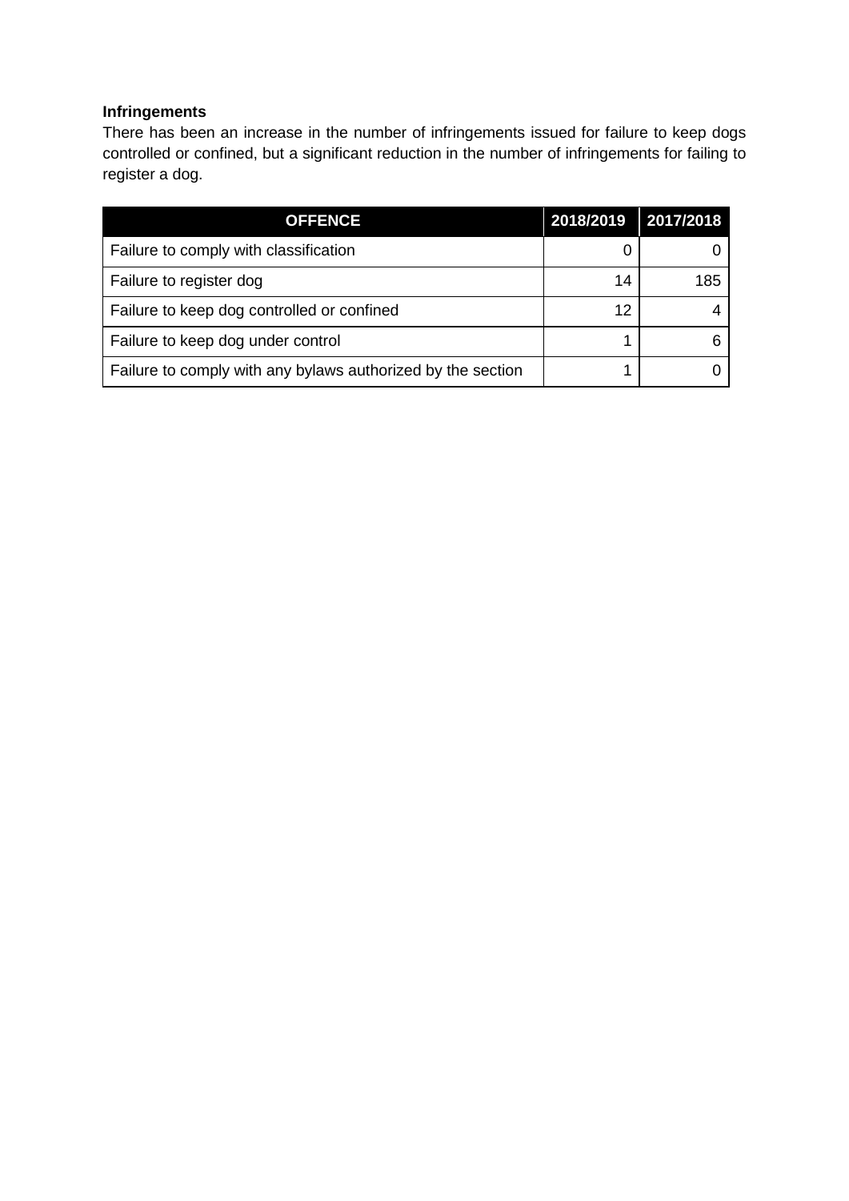**Infringements**

There has been an increase in the number of infringements issued for failure to keep dogs controlled or confined, but a significant reduction in the number of infringements for failing to register a dog.

| OFFENCE | 2018/2019 | 2017/2018 |
|---|---|---|
| Failure to comply with classification | 0 | 0 |
| Failure to register dog | 14 | 185 |
| Failure to keep dog controlled or confined | 12 | 4 |
| Failure to keep dog under control | 1 | 6 |
| Failure to comply with any bylaws authorized by the section | 1 | 0 |